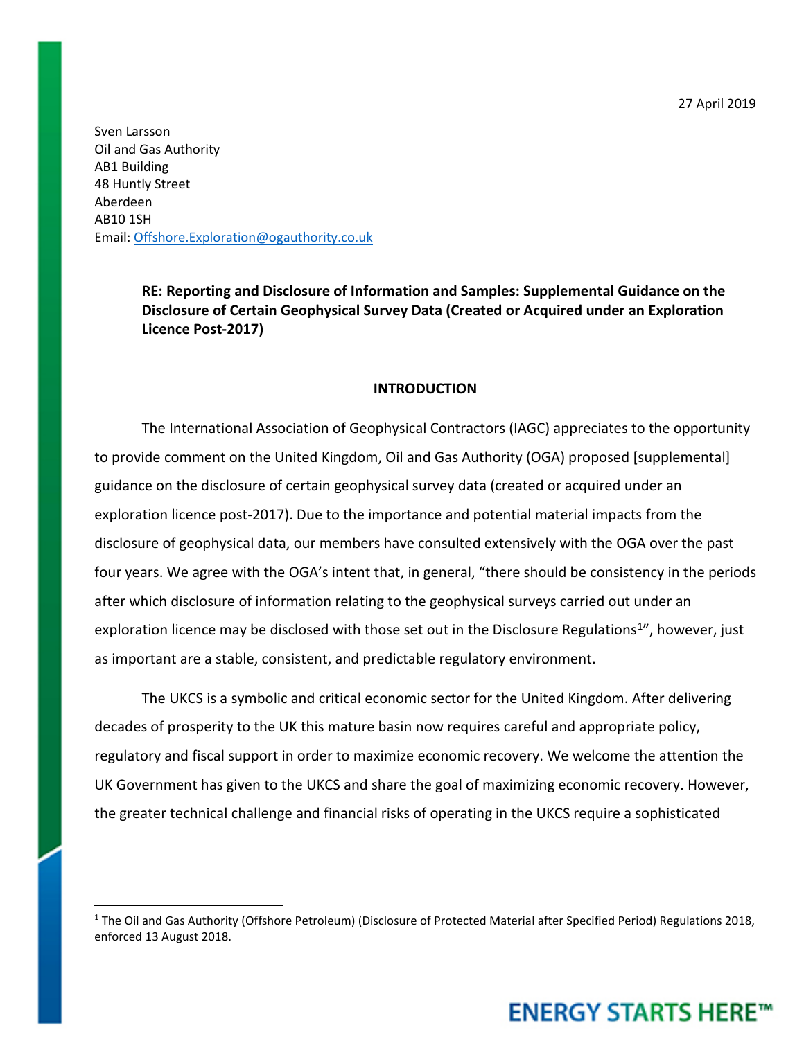27 April 2019

Sven Larsson
Oil and Gas Authority
AB1 Building
48 Huntly Street
Aberdeen
AB10 1SH
Email: Offshore.Exploration@ogauthority.co.uk

**RE: Reporting and Disclosure of Information and Samples: Supplemental Guidance on the Disclosure of Certain Geophysical Survey Data (Created or Acquired under an Exploration Licence Post-2017)**

## INTRODUCTION

The International Association of Geophysical Contractors (IAGC) appreciates to the opportunity to provide comment on the United Kingdom, Oil and Gas Authority (OGA) proposed [supplemental] guidance on the disclosure of certain geophysical survey data (created or acquired under an exploration licence post-2017). Due to the importance and potential material impacts from the disclosure of geophysical data, our members have consulted extensively with the OGA over the past four years. We agree with the OGA's intent that, in general, "there should be consistency in the periods after which disclosure of information relating to the geophysical surveys carried out under an exploration licence may be disclosed with those set out in the Disclosure Regulations[1]", however, just as important are a stable, consistent, and predictable regulatory environment.

The UKCS is a symbolic and critical economic sector for the United Kingdom. After delivering decades of prosperity to the UK this mature basin now requires careful and appropriate policy, regulatory and fiscal support in order to maximize economic recovery. We welcome the attention the UK Government has given to the UKCS and share the goal of maximizing economic recovery. However, the greater technical challenge and financial risks of operating in the UKCS require a sophisticated

[1] The Oil and Gas Authority (Offshore Petroleum) (Disclosure of Protected Material after Specified Period) Regulations 2018, enforced 13 August 2018.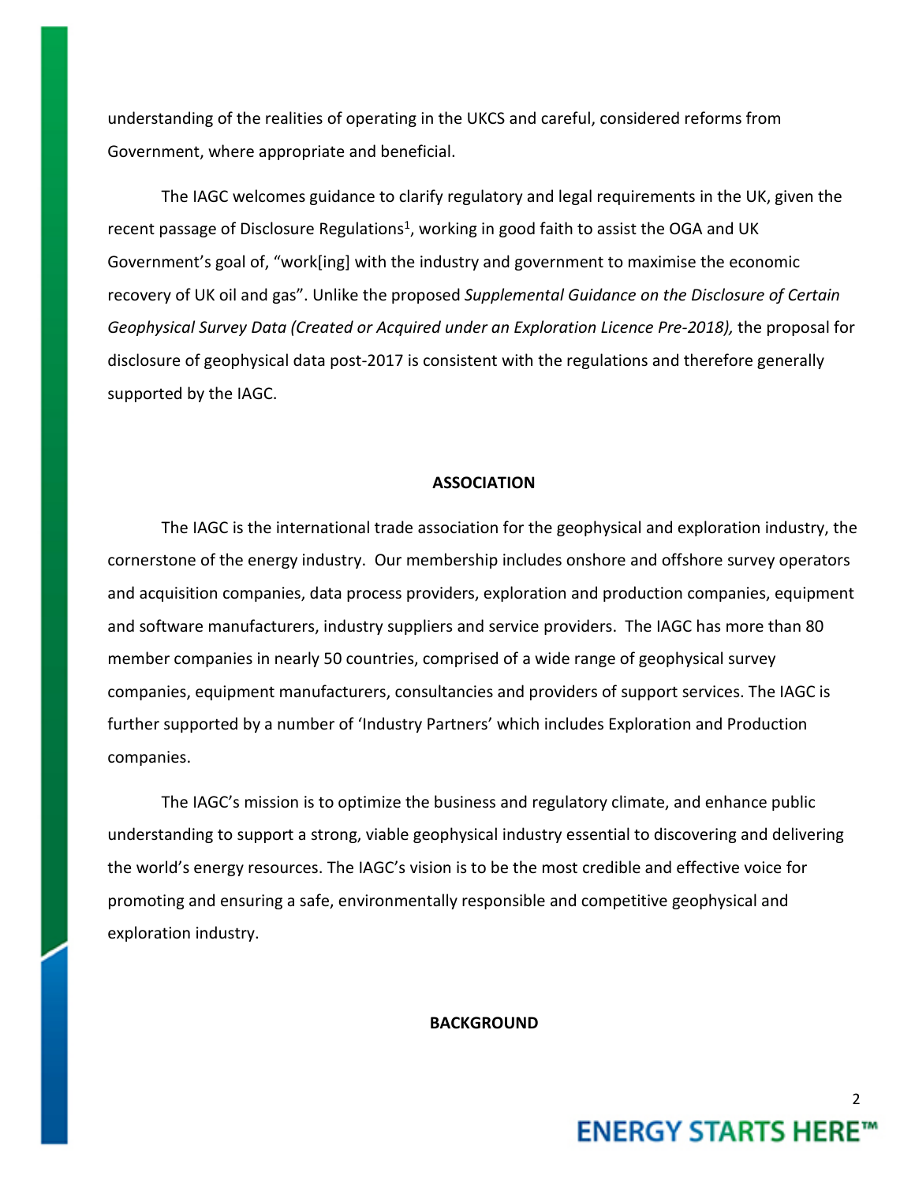understanding of the realities of operating in the UKCS and careful, considered reforms from Government, where appropriate and beneficial.

The IAGC welcomes guidance to clarify regulatory and legal requirements in the UK, given the recent passage of Disclosure Regulations[1], working in good faith to assist the OGA and UK Government's goal of, "work[ing] with the industry and government to maximise the economic recovery of UK oil and gas". Unlike the proposed *Supplemental Guidance on the Disclosure of Certain Geophysical Survey Data (Created or Acquired under an Exploration Licence Pre-2018),* the proposal for disclosure of geophysical data post-2017 is consistent with the regulations and therefore generally supported by the IAGC.

## ASSOCIATION

The IAGC is the international trade association for the geophysical and exploration industry, the cornerstone of the energy industry. Our membership includes onshore and offshore survey operators and acquisition companies, data process providers, exploration and production companies, equipment and software manufacturers, industry suppliers and service providers. The IAGC has more than 80 member companies in nearly 50 countries, comprised of a wide range of geophysical survey companies, equipment manufacturers, consultancies and providers of support services. The IAGC is further supported by a number of 'Industry Partners' which includes Exploration and Production companies.

The IAGC's mission is to optimize the business and regulatory climate, and enhance public understanding to support a strong, viable geophysical industry essential to discovering and delivering the world's energy resources. The IAGC's vision is to be the most credible and effective voice for promoting and ensuring a safe, environmentally responsible and competitive geophysical and exploration industry.

## BACKGROUND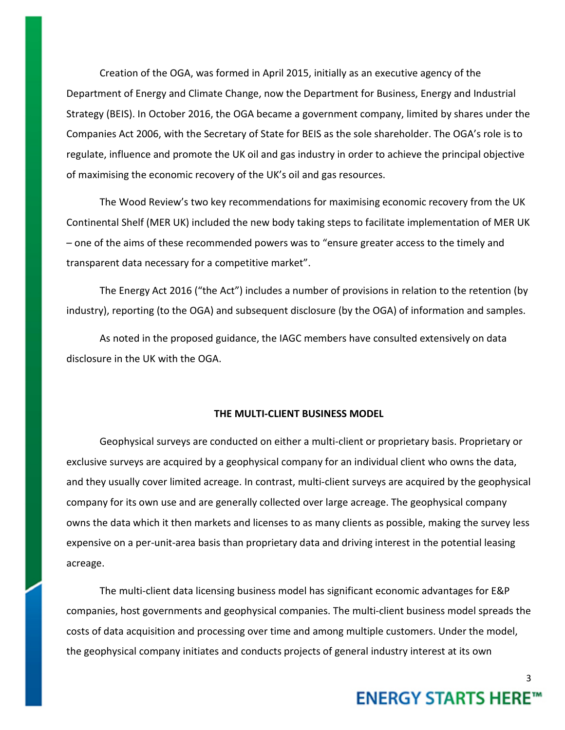Creation of the OGA, was formed in April 2015, initially as an executive agency of the Department of Energy and Climate Change, now the Department for Business, Energy and Industrial Strategy (BEIS). In October 2016, the OGA became a government company, limited by shares under the Companies Act 2006, with the Secretary of State for BEIS as the sole shareholder. The OGA's role is to regulate, influence and promote the UK oil and gas industry in order to achieve the principal objective of maximising the economic recovery of the UK's oil and gas resources.

The Wood Review's two key recommendations for maximising economic recovery from the UK Continental Shelf (MER UK) included the new body taking steps to facilitate implementation of MER UK – one of the aims of these recommended powers was to "ensure greater access to the timely and transparent data necessary for a competitive market".

The Energy Act 2016 ("the Act") includes a number of provisions in relation to the retention (by industry), reporting (to the OGA) and subsequent disclosure (by the OGA) of information and samples.

As noted in the proposed guidance, the IAGC members have consulted extensively on data disclosure in the UK with the OGA.

## THE MULTI-CLIENT BUSINESS MODEL

Geophysical surveys are conducted on either a multi-client or proprietary basis. Proprietary or exclusive surveys are acquired by a geophysical company for an individual client who owns the data, and they usually cover limited acreage. In contrast, multi-client surveys are acquired by the geophysical company for its own use and are generally collected over large acreage. The geophysical company owns the data which it then markets and licenses to as many clients as possible, making the survey less expensive on a per-unit-area basis than proprietary data and driving interest in the potential leasing acreage.

The multi-client data licensing business model has significant economic advantages for E&P companies, host governments and geophysical companies. The multi-client business model spreads the costs of data acquisition and processing over time and among multiple customers. Under the model, the geophysical company initiates and conducts projects of general industry interest at its own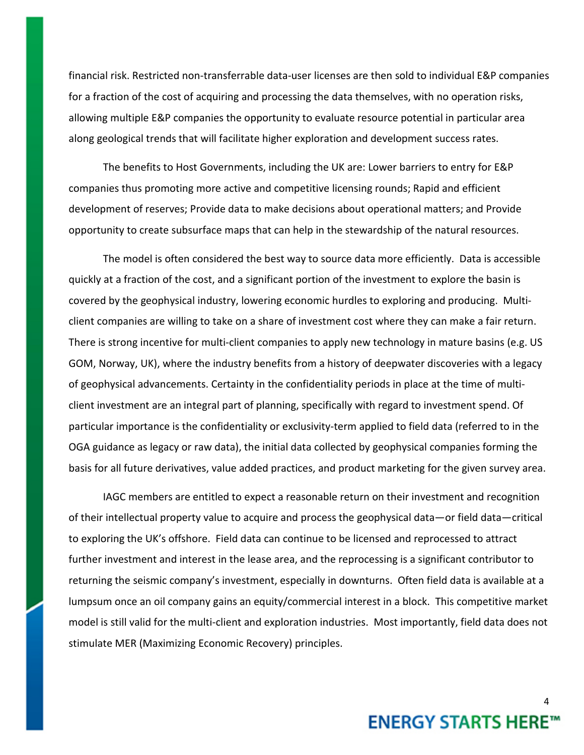financial risk. Restricted non-transferrable data-user licenses are then sold to individual E&P companies for a fraction of the cost of acquiring and processing the data themselves, with no operation risks, allowing multiple E&P companies the opportunity to evaluate resource potential in particular area along geological trends that will facilitate higher exploration and development success rates.

The benefits to Host Governments, including the UK are: Lower barriers to entry for E&P companies thus promoting more active and competitive licensing rounds; Rapid and efficient development of reserves; Provide data to make decisions about operational matters; and Provide opportunity to create subsurface maps that can help in the stewardship of the natural resources.

The model is often considered the best way to source data more efficiently. Data is accessible quickly at a fraction of the cost, and a significant portion of the investment to explore the basin is covered by the geophysical industry, lowering economic hurdles to exploring and producing. Multi-client companies are willing to take on a share of investment cost where they can make a fair return. There is strong incentive for multi-client companies to apply new technology in mature basins (e.g. US GOM, Norway, UK), where the industry benefits from a history of deepwater discoveries with a legacy of geophysical advancements. Certainty in the confidentiality periods in place at the time of multi-client investment are an integral part of planning, specifically with regard to investment spend. Of particular importance is the confidentiality or exclusivity-term applied to field data (referred to in the OGA guidance as legacy or raw data), the initial data collected by geophysical companies forming the basis for all future derivatives, value added practices, and product marketing for the given survey area.

IAGC members are entitled to expect a reasonable return on their investment and recognition of their intellectual property value to acquire and process the geophysical data—or field data—critical to exploring the UK's offshore. Field data can continue to be licensed and reprocessed to attract further investment and interest in the lease area, and the reprocessing is a significant contributor to returning the seismic company's investment, especially in downturns. Often field data is available at a lumpsum once an oil company gains an equity/commercial interest in a block. This competitive market model is still valid for the multi-client and exploration industries. Most importantly, field data does not stimulate MER (Maximizing Economic Recovery) principles.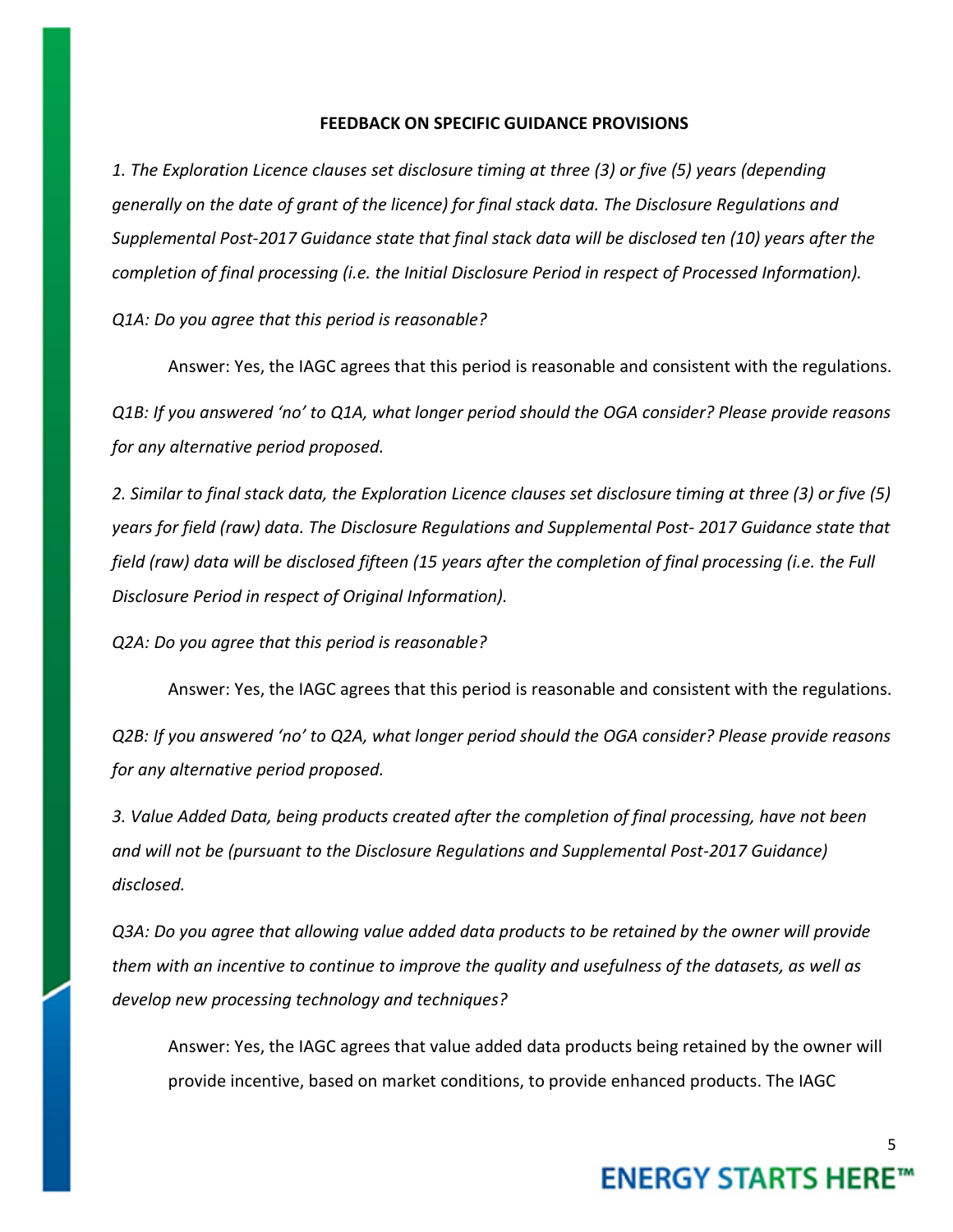## FEEDBACK ON SPECIFIC GUIDANCE PROVISIONS

*1. The Exploration Licence clauses set disclosure timing at three (3) or five (5) years (depending generally on the date of grant of the licence) for final stack data. The Disclosure Regulations and Supplemental Post-2017 Guidance state that final stack data will be disclosed ten (10) years after the completion of final processing (i.e. the Initial Disclosure Period in respect of Processed Information).*

*Q1A: Do you agree that this period is reasonable?*

Answer: Yes, the IAGC agrees that this period is reasonable and consistent with the regulations.

*Q1B: If you answered 'no' to Q1A, what longer period should the OGA consider? Please provide reasons for any alternative period proposed.*

*2. Similar to final stack data, the Exploration Licence clauses set disclosure timing at three (3) or five (5) years for field (raw) data. The Disclosure Regulations and Supplemental Post- 2017 Guidance state that field (raw) data will be disclosed fifteen (15 years after the completion of final processing (i.e. the Full Disclosure Period in respect of Original Information).*

*Q2A: Do you agree that this period is reasonable?*

Answer: Yes, the IAGC agrees that this period is reasonable and consistent with the regulations.

*Q2B: If you answered 'no' to Q2A, what longer period should the OGA consider? Please provide reasons for any alternative period proposed.*

*3. Value Added Data, being products created after the completion of final processing, have not been and will not be (pursuant to the Disclosure Regulations and Supplemental Post-2017 Guidance) disclosed.*

*Q3A: Do you agree that allowing value added data products to be retained by the owner will provide them with an incentive to continue to improve the quality and usefulness of the datasets, as well as develop new processing technology and techniques?*

Answer: Yes, the IAGC agrees that value added data products being retained by the owner will provide incentive, based on market conditions, to provide enhanced products. The IAGC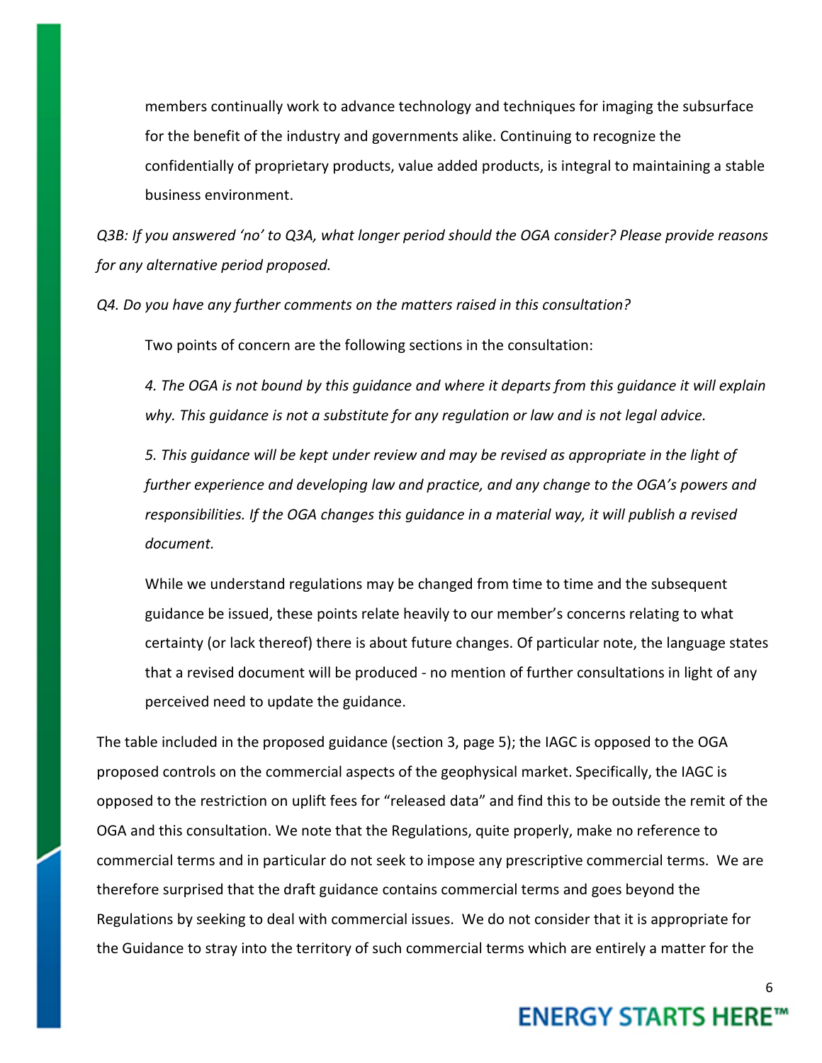members continually work to advance technology and techniques for imaging the subsurface for the benefit of the industry and governments alike. Continuing to recognize the confidentially of proprietary products, value added products, is integral to maintaining a stable business environment.

*Q3B: If you answered 'no' to Q3A, what longer period should the OGA consider? Please provide reasons for any alternative period proposed.*

*Q4. Do you have any further comments on the matters raised in this consultation?*

Two points of concern are the following sections in the consultation:

*4. The OGA is not bound by this guidance and where it departs from this guidance it will explain why. This guidance is not a substitute for any regulation or law and is not legal advice.*

*5. This guidance will be kept under review and may be revised as appropriate in the light of further experience and developing law and practice, and any change to the OGA's powers and responsibilities. If the OGA changes this guidance in a material way, it will publish a revised document.*

While we understand regulations may be changed from time to time and the subsequent guidance be issued, these points relate heavily to our member's concerns relating to what certainty (or lack thereof) there is about future changes. Of particular note, the language states that a revised document will be produced - no mention of further consultations in light of any perceived need to update the guidance.

The table included in the proposed guidance (section 3, page 5); the IAGC is opposed to the OGA proposed controls on the commercial aspects of the geophysical market. Specifically, the IAGC is opposed to the restriction on uplift fees for "released data" and find this to be outside the remit of the OGA and this consultation. We note that the Regulations, quite properly, make no reference to commercial terms and in particular do not seek to impose any prescriptive commercial terms. We are therefore surprised that the draft guidance contains commercial terms and goes beyond the Regulations by seeking to deal with commercial issues. We do not consider that it is appropriate for the Guidance to stray into the territory of such commercial terms which are entirely a matter for the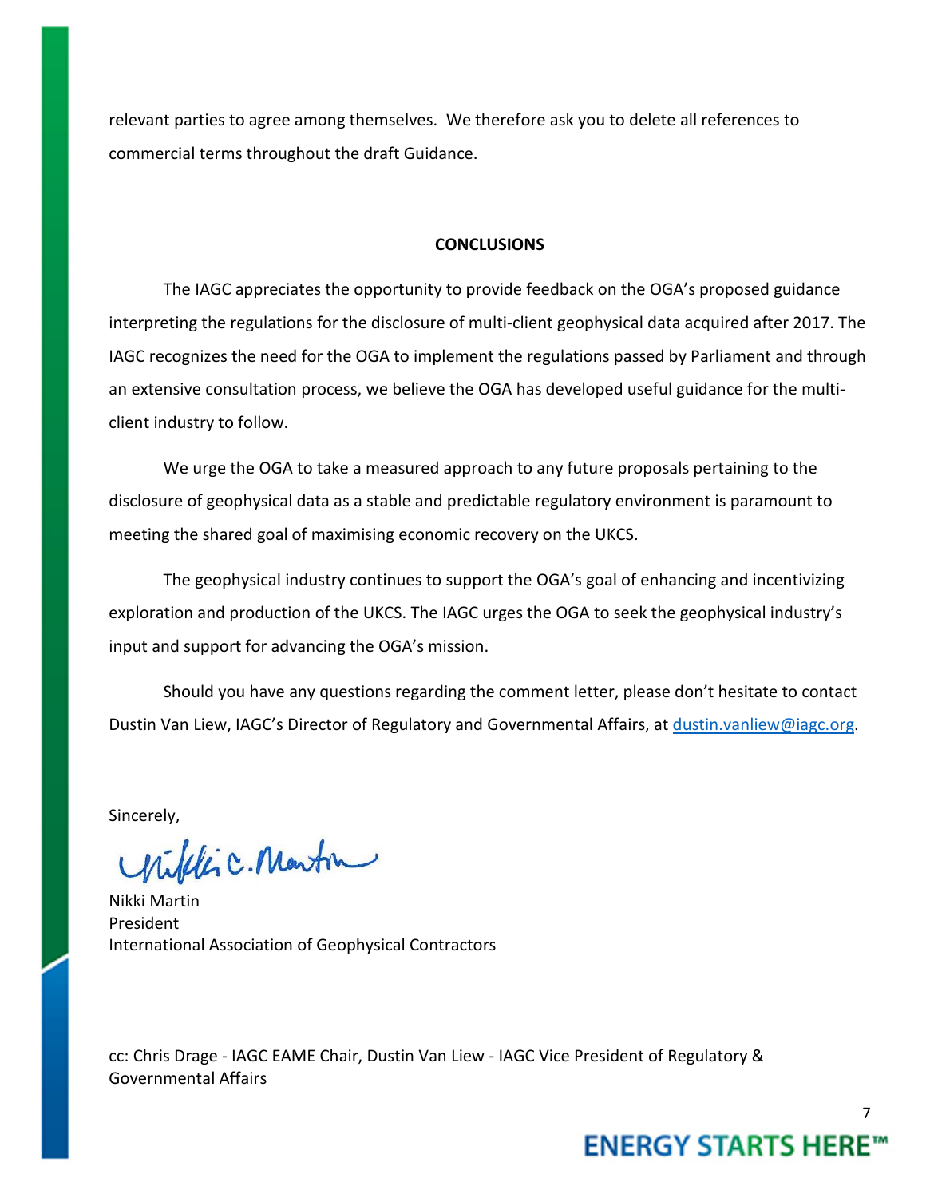relevant parties to agree among themselves. We therefore ask you to delete all references to commercial terms throughout the draft Guidance.

## CONCLUSIONS

The IAGC appreciates the opportunity to provide feedback on the OGA's proposed guidance interpreting the regulations for the disclosure of multi-client geophysical data acquired after 2017. The IAGC recognizes the need for the OGA to implement the regulations passed by Parliament and through an extensive consultation process, we believe the OGA has developed useful guidance for the multi-client industry to follow.

We urge the OGA to take a measured approach to any future proposals pertaining to the disclosure of geophysical data as a stable and predictable regulatory environment is paramount to meeting the shared goal of maximising economic recovery on the UKCS.

The geophysical industry continues to support the OGA's goal of enhancing and incentivizing exploration and production of the UKCS. The IAGC urges the OGA to seek the geophysical industry's input and support for advancing the OGA's mission.

Should you have any questions regarding the comment letter, please don't hesitate to contact Dustin Van Liew, IAGC's Director of Regulatory and Governmental Affairs, at dustin.vanliew@iagc.org.

Sincerely,

Nikki C. Martin

Nikki Martin
President
International Association of Geophysical Contractors

cc: Chris Drage - IAGC EAME Chair, Dustin Van Liew - IAGC Vice President of Regulatory & Governmental Affairs

ENERGY STARTS HERE™